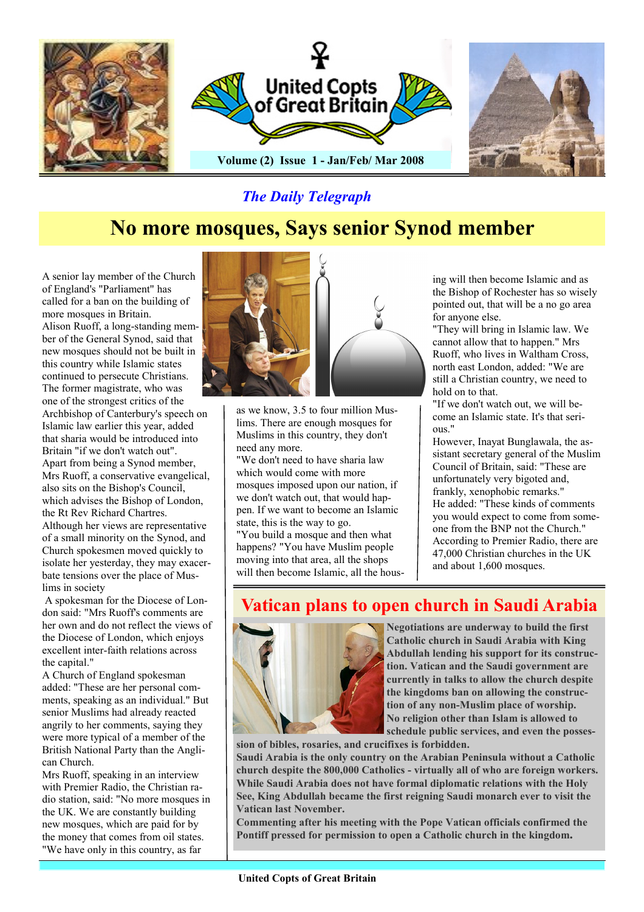# United Copts of Great Britain

Volume (2) Issue 1 - Jan/Feb/ Mar 2008

*The Daily Telegraph*

## No more mosques, Says senior Synod member

A senior lay member of the Church of England's "Parliament" has called for a ban on the building of more mosques in Britain.

Alison Ruoff, a long-standing member of the General Synod, said that new mosques should not be built in this country while Islamic states continued to persecute Christians.

The former magistrate, who was one of the strongest critics of the Archbishop of Canterbury's speech on Islamic law earlier this year, added that sharia would be introduced into Britain "if we don't watch out".

Apart from being a Synod member, Mrs Ruoff, a conservative evangelical, also sits on the Bishop's Council, which advises the Bishop of London, the Rt Rev Richard Chartres.

Although her views are representative of a small minority on the Synod, and Church spokesmen moved quickly to isolate her yesterday, they may exacerbate tensions over the place of Muslims in society

A spokesman for the Diocese of London said: "Mrs Ruoff's comments are her own and do not reflect the views of the Diocese of London, which enjoys excellent inter-faith relations across the capital."

A Church of England spokesman added: "These are her personal comments, speaking as an individual." But senior Muslims had already reacted angrily to her comments, saying they were more typical of a member of the British National Party than the Anglican Church.

Mrs Ruoff, speaking in an interview with Premier Radio, the Christian radio station, said: "No more mosques in the UK. We are constantly building new mosques, which are paid for by the money that comes from oil states.

"We have only in this country, as far as we know, 3.5 to four million Muslims. There are enough mosques for Muslims in this country, they don't need any more.

"We don't need to have sharia law which would come with more mosques imposed upon our nation, if we don't watch out, that would happen. If we want to become an Islamic state, this is the way to go.

"You build a mosque and then what happens? "You have Muslim people moving into that area, all the shops will then become Islamic, all the housing will then become Islamic and as the Bishop of Rochester has so wisely pointed out, that will be a no go area for anyone else.

"They will bring in Islamic law. We cannot allow that to happen." Mrs Ruoff, who lives in Waltham Cross, north east London, added: "We are still a Christian country, we need to hold on to that.

"If we don't watch out, we will become an Islamic state. It's that serious."

However, Inayat Bunglawala, the assistant secretary general of the Muslim Council of Britain, said: "These are unfortunately very bigoted and, frankly, xenophobic remarks."

He added: "These kinds of comments you would expect to come from someone from the BNP not the Church."

According to Premier Radio, there are 47,000 Christian churches in the UK and about 1,600 mosques.

## Vatican plans to open church in Saudi Arabia

**Negotiations are underway to build the first Catholic church in Saudi Arabia with King Abdullah lending his support for its construction. Vatican and the Saudi government are currently in talks to allow the church despite the kingdoms ban on allowing the construction of any non-Muslim place of worship.**

**No religion other than Islam is allowed to schedule public services, and even the possession of bibles, rosaries, and crucifixes is forbidden.**

**Saudi Arabia is the only country on the Arabian Peninsula without a Catholic church despite the 800,000 Catholics - virtually all of who are foreign workers. While Saudi Arabia does not have formal diplomatic relations with the Holy See, King Abdullah became the first reigning Saudi monarch ever to visit the Vatican last November.**

**Commenting after his meeting with the Pope Vatican officials confirmed the Pontiff pressed for permission to open a Catholic church in the kingdom.**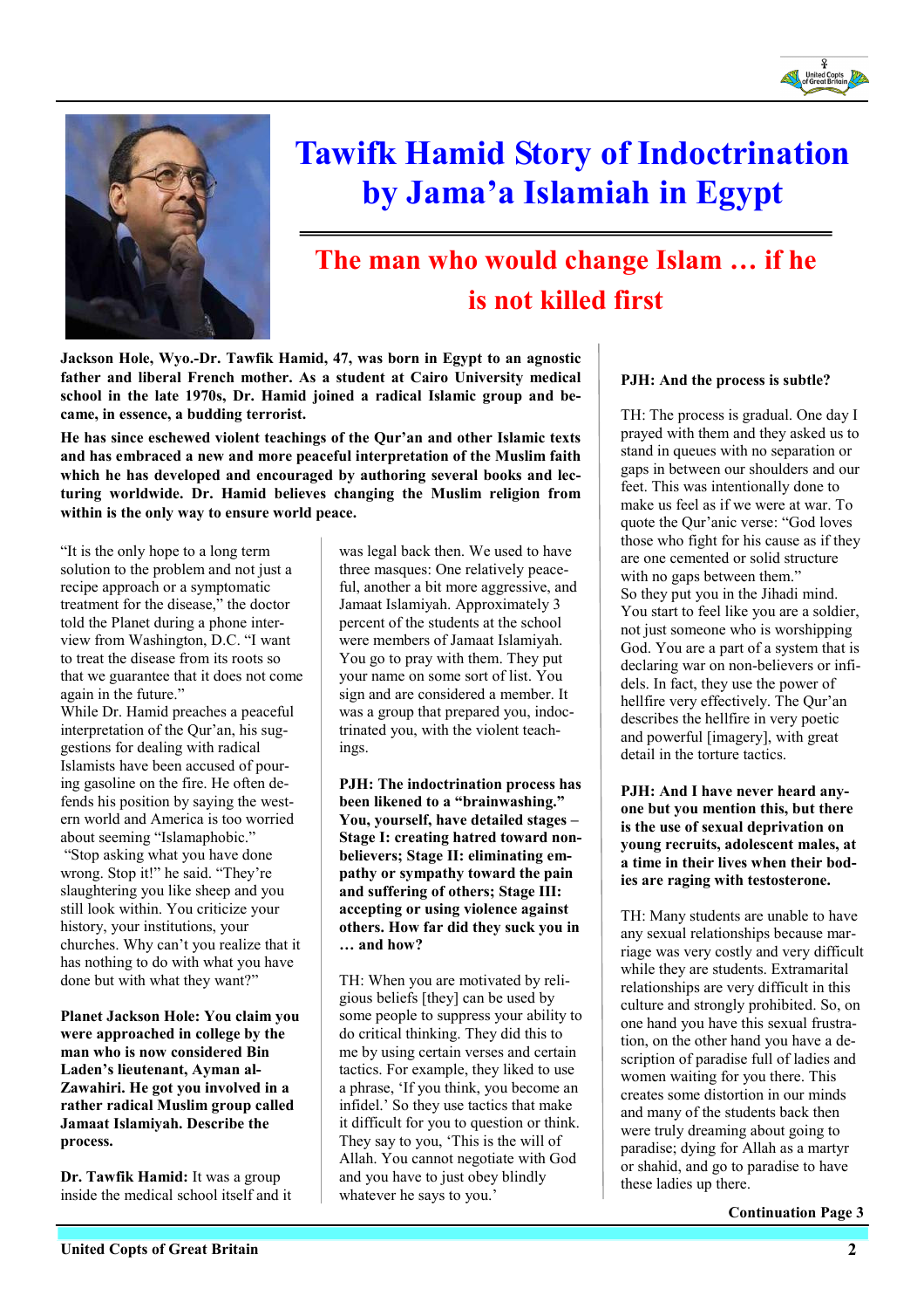# Tawifk Hamid Story of Indoctrination by Jama'a Islamiah in Egypt

## The man who would change Islam … if he is not killed first

**Jackson Hole, Wyo.-Dr. Tawfik Hamid, 47, was born in Egypt to an agnostic father and liberal French mother. As a student at Cairo University medical school in the late 1970s, Dr. Hamid joined a radical Islamic group and became, in essence, a budding terrorist.**

**He has since eschewed violent teachings of the Qur'an and other Islamic texts and has embraced a new and more peaceful interpretation of the Muslim faith which he has developed and encouraged by authoring several books and lecturing worldwide. Dr. Hamid believes changing the Muslim religion from within is the only way to ensure world peace.**

"It is the only hope to a long term solution to the problem and not just a recipe approach or a symptomatic treatment for the disease," the doctor told the Planet during a phone interview from Washington, D.C. "I want to treat the disease from its roots so that we guarantee that it does not come again in the future."

While Dr. Hamid preaches a peaceful interpretation of the Qur'an, his suggestions for dealing with radical Islamists have been accused of pouring gasoline on the fire. He often defends his position by saying the western world and America is too worried about seeming "Islamaphobic."

"Stop asking what you have done wrong. Stop it!" he said. "They're slaughtering you like sheep and you still look within. You criticize your history, your institutions, your churches. Why can't you realize that it has nothing to do with what you have done but with what they want?"

**Planet Jackson Hole: You claim you were approached in college by the man who is now considered Bin Laden's lieutenant, Ayman al-Zawahiri. He got you involved in a rather radical Muslim group called Jamaat Islamiyah. Describe the process.**

**Dr. Tawfik Hamid:** It was a group inside the medical school itself and it was legal back then. We used to have three masques: One relatively peaceful, another a bit more aggressive, and Jamaat Islamiyah. Approximately 3 percent of the students at the school were members of Jamaat Islamiyah. You go to pray with them. They put your name on some sort of list. You sign and are considered a member. It was a group that prepared you, indoctrinated you, with the violent teachings.

**PJH: The indoctrination process has been likened to a "brainwashing." You, yourself, have detailed stages – Stage I: creating hatred toward non-believers; Stage II: eliminating empathy or sympathy toward the pain and suffering of others; Stage III: accepting or using violence against others. How far did they suck you in … and how?**

TH: When you are motivated by religious beliefs [they] can be used by some people to suppress your ability to do critical thinking. They did this to me by using certain verses and certain tactics. For example, they liked to use a phrase, 'If you think, you become an infidel.' So they use tactics that make it difficult for you to question or think. They say to you, 'This is the will of Allah. You cannot negotiate with God and you have to just obey blindly whatever he says to you.'

**PJH: And the process is subtle?**

TH: The process is gradual. One day I prayed with them and they asked us to stand in queues with no separation or gaps in between our shoulders and our feet. This was intentionally done to make us feel as if we were at war. To quote the Qur'anic verse: "God loves those who fight for his cause as if they are one cemented or solid structure with no gaps between them."

So they put you in the Jihadi mind. You start to feel like you are a soldier, not just someone who is worshipping God. You are a part of a system that is declaring war on non-believers or infidels. In fact, they use the power of hellfire very effectively. The Qur'an describes the hellfire in very poetic and powerful [imagery], with great detail in the torture tactics.

**PJH: And I have never heard anyone but you mention this, but there is the use of sexual deprivation on young recruits, adolescent males, at a time in their lives when their bodies are raging with testosterone.**

TH: Many students are unable to have any sexual relationships because marriage was very costly and very difficult while they are students. Extramarital relationships are very difficult in this culture and strongly prohibited. So, on one hand you have this sexual frustration, on the other hand you have a description of paradise full of ladies and women waiting for you there. This creates some distortion in our minds and many of the students back then were truly dreaming about going to paradise; dying for Allah as a martyr or shahid, and go to paradise to have these ladies up there.

**Continuation Page 3**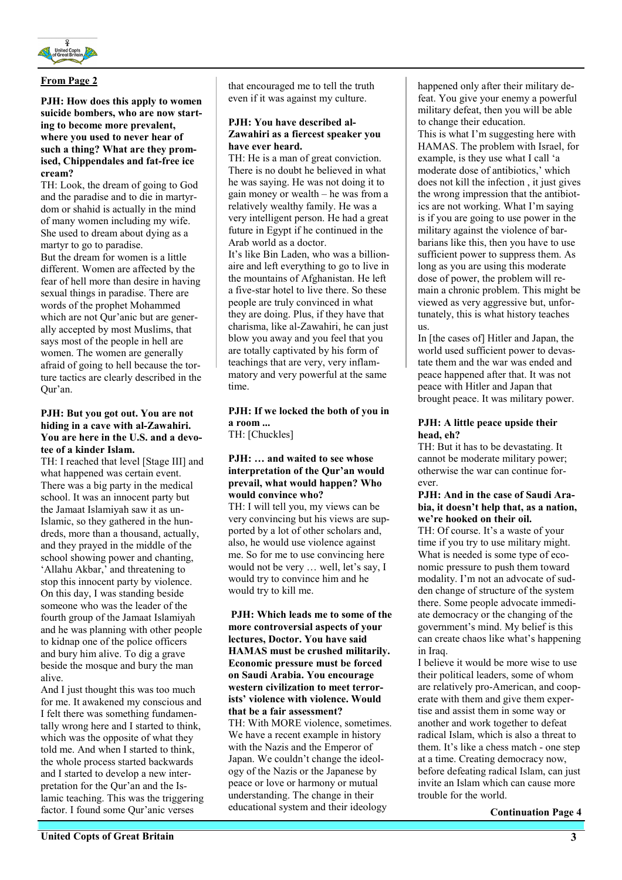**From Page 2**

**PJH: How does this apply to women suicide bombers, who are now starting to become more prevalent, where you used to never hear of such a thing? What are they promised, Chippendales and fat-free ice cream?**

TH: Look, the dream of going to God and the paradise and to die in martyrdom or shahid is actually in the mind of many women including my wife. She used to dream about dying as a martyr to go to paradise.

But the dream for women is a little different. Women are affected by the fear of hell more than desire in having sexual things in paradise. There are words of the prophet Mohammed which are not Qur'anic but are generally accepted by most Muslims, that says most of the people in hell are women. The women are generally afraid of going to hell because the torture tactics are clearly described in the Qur'an.

**PJH: But you got out. You are not hiding in a cave with al-Zawahiri. You are here in the U.S. and a devotee of a kinder Islam.**

TH: I reached that level [Stage III] and what happened was certain event. There was a big party in the medical school. It was an innocent party but the Jamaat Islamiyah saw it as un-Islamic, so they gathered in the hundreds, more than a thousand, actually, and they prayed in the middle of the school showing power and chanting, 'Allahu Akbar,' and threatening to stop this innocent party by violence. On this day, I was standing beside someone who was the leader of the fourth group of the Jamaat Islamiyah and he was planning with other people to kidnap one of the police officers and bury him alive. To dig a grave beside the mosque and bury the man alive.

And I just thought this was too much for me. It awakened my conscious and I felt there was something fundamentally wrong here and I started to think, which was the opposite of what they told me. And when I started to think, the whole process started backwards and I started to develop a new interpretation for the Qur'an and the Islamic teaching. This was the triggering factor. I found some Qur'anic verses that encouraged me to tell the truth even if it was against my culture.

**PJH: You have described al-Zawahiri as a fiercest speaker you have ever heard.**

TH: He is a man of great conviction. There is no doubt he believed in what he was saying. He was not doing it to gain money or wealth – he was from a relatively wealthy family. He was a very intelligent person. He had a great future in Egypt if he continued in the Arab world as a doctor.

It's like Bin Laden, who was a billionaire and left everything to go to live in the mountains of Afghanistan. He left a five-star hotel to live there. So these people are truly convinced in what they are doing. Plus, if they have that charisma, like al-Zawahiri, he can just blow you away and you feel that you are totally captivated by his form of teachings that are very, very inflammatory and very powerful at the same time.

**PJH: If we locked the both of you in a room ...**

TH: [Chuckles]

**PJH: … and waited to see whose interpretation of the Qur'an would prevail, what would happen? Who would convince who?**

TH: I will tell you, my views can be very convincing but his views are supported by a lot of other scholars and, also, he would use violence against me. So for me to use convincing here would not be very … well, let's say, I would try to convince him and he would try to kill me.

**PJH: Which leads me to some of the more controversial aspects of your lectures, Doctor. You have said HAMAS must be crushed militarily. Economic pressure must be forced on Saudi Arabia. You encourage western civilization to meet terrorists' violence with violence. Would that be a fair assessment?**

TH: With MORE violence, sometimes. We have a recent example in history with the Nazis and the Emperor of Japan. We couldn't change the ideology of the Nazis or the Japanese by peace or love or harmony or mutual understanding. The change in their educational system and their ideology happened only after their military defeat. You give your enemy a powerful military defeat, then you will be able to change their education.

This is what I'm suggesting here with HAMAS. The problem with Israel, for example, is they use what I call 'a moderate dose of antibiotics,' which does not kill the infection , it just gives the wrong impression that the antibiotics are not working. What I'm saying is if you are going to use power in the military against the violence of barbarians like this, then you have to use sufficient power to suppress them. As long as you are using this moderate dose of power, the problem will remain a chronic problem. This might be viewed as very aggressive but, unfortunately, this is what history teaches us.

In [the cases of] Hitler and Japan, the world used sufficient power to devastate them and the war was ended and peace happened after that. It was not peace with Hitler and Japan that brought peace. It was military power.

**PJH: A little peace upside their head, eh?**

TH: But it has to be devastating. It cannot be moderate military power; otherwise the war can continue forever.

**PJH: And in the case of Saudi Arabia, it doesn't help that, as a nation, we're hooked on their oil.**

TH: Of course. It's a waste of your time if you try to use military might. What is needed is some type of economic pressure to push them toward modality. I'm not an advocate of sudden change of structure of the system there. Some people advocate immediate democracy or the changing of the government's mind. My belief is this can create chaos like what's happening in Iraq.

I believe it would be more wise to use their political leaders, some of whom are relatively pro-American, and cooperate with them and give them expertise and assist them in some way or another and work together to defeat radical Islam, which is also a threat to them. It's like a chess match - one step at a time. Creating democracy now, before defeating radical Islam, can just invite an Islam which can cause more trouble for the world.

**Continuation Page 4**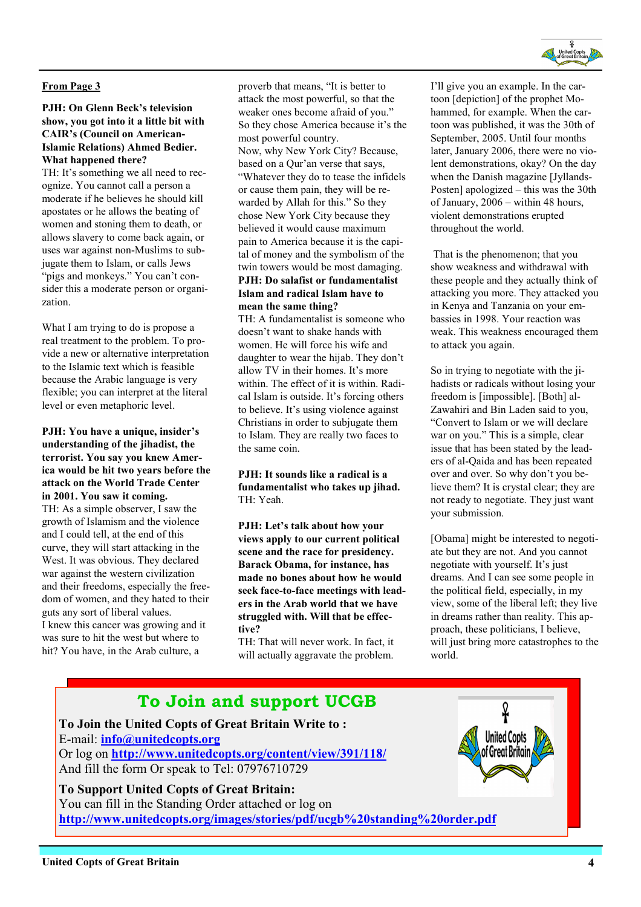**From Page 3**

**PJH: On Glenn Beck's television show, you got into it a little bit with CAIR's (Council on American-Islamic Relations) Ahmed Bedier. What happened there?**

TH: It's something we all need to recognize. You cannot call a person a moderate if he believes he should kill apostates or he allows the beating of women and stoning them to death, or allows slavery to come back again, or uses war against non-Muslims to subjugate them to Islam, or calls Jews "pigs and monkeys." You can't consider this a moderate person or organization.

What I am trying to do is propose a real treatment to the problem. To provide a new or alternative interpretation to the Islamic text which is feasible because the Arabic language is very flexible; you can interpret at the literal level or even metaphoric level.

**PJH: You have a unique, insider's understanding of the jihadist, the terrorist. You say you knew America would be hit two years before the attack on the World Trade Center in 2001. You saw it coming.**

TH: As a simple observer, I saw the growth of Islamism and the violence and I could tell, at the end of this curve, they will start attacking in the West. It was obvious. They declared war against the western civilization and their freedoms, especially the freedom of women, and they hated to their guts any sort of liberal values.

I knew this cancer was growing and it was sure to hit the west but where to hit? You have, in the Arab culture, a proverb that means, "It is better to attack the most powerful, so that the weaker ones become afraid of you." So they chose America because it's the most powerful country.

Now, why New York City? Because, based on a Qur'an verse that says, "Whatever they do to tease the infidels or cause them pain, they will be rewarded by Allah for this." So they chose New York City because they believed it would cause maximum pain to America because it is the capital of money and the symbolism of the twin towers would be most damaging.

**PJH: Do salafist or fundamentalist Islam and radical Islam have to mean the same thing?**

TH: A fundamentalist is someone who doesn't want to shake hands with women. He will force his wife and daughter to wear the hijab. They don't allow TV in their homes. It's more within. The effect of it is within. Radical Islam is outside. It's forcing others to believe. It's using violence against Christians in order to subjugate them to Islam. They are really two faces to the same coin.

**PJH: It sounds like a radical is a fundamentalist who takes up jihad.**

TH: Yeah.

**PJH: Let's talk about how your views apply to our current political scene and the race for presidency. Barack Obama, for instance, has made no bones about how he would seek face-to-face meetings with leaders in the Arab world that we have struggled with. Will that be effective?**

TH: That will never work. In fact, it will actually aggravate the problem. I'll give you an example. In the cartoon [depiction] of the prophet Mohammed, for example. When the cartoon was published, it was the 30th of September, 2005. Until four months later, January 2006, there were no violent demonstrations, okay? On the day when the Danish magazine [Jyllands-Posten] apologized – this was the 30th of January, 2006 – within 48 hours, violent demonstrations erupted throughout the world.

That is the phenomenon; that you show weakness and withdrawal with these people and they actually think of attacking you more. They attacked you in Kenya and Tanzania on your embassies in 1998. Your reaction was weak. This weakness encouraged them to attack you again.

So in trying to negotiate with the jihadists or radicals without losing your freedom is [impossible]. [Both] al-Zawahiri and Bin Laden said to you, "Convert to Islam or we will declare war on you." This is a simple, clear issue that has been stated by the leaders of al-Qaida and has been repeated over and over. So why don't you believe them? It is crystal clear; they are not ready to negotiate. They just want your submission.

[Obama] might be interested to negotiate but they are not. And you cannot negotiate with yourself. It's just dreams. And I can see some people in the political field, especially, in my view, some of the liberal left; they live in dreams rather than reality. This approach, these politicians, I believe, will just bring more catastrophes to the world.

## To Join and support UCGB

**To Join the United Copts of Great Britain Write to :**

E-mail: **info@unitedcopts.org**

Or log on **http://www.unitedcopts.org/content/view/391/118/**

And fill the form Or speak to Tel: 07976710729

**To Support United Copts of Great Britain:**

You can fill in the Standing Order attached or log on

**http://www.unitedcopts.org/images/stories/pdf/ucgb%20standing%20order.pdf**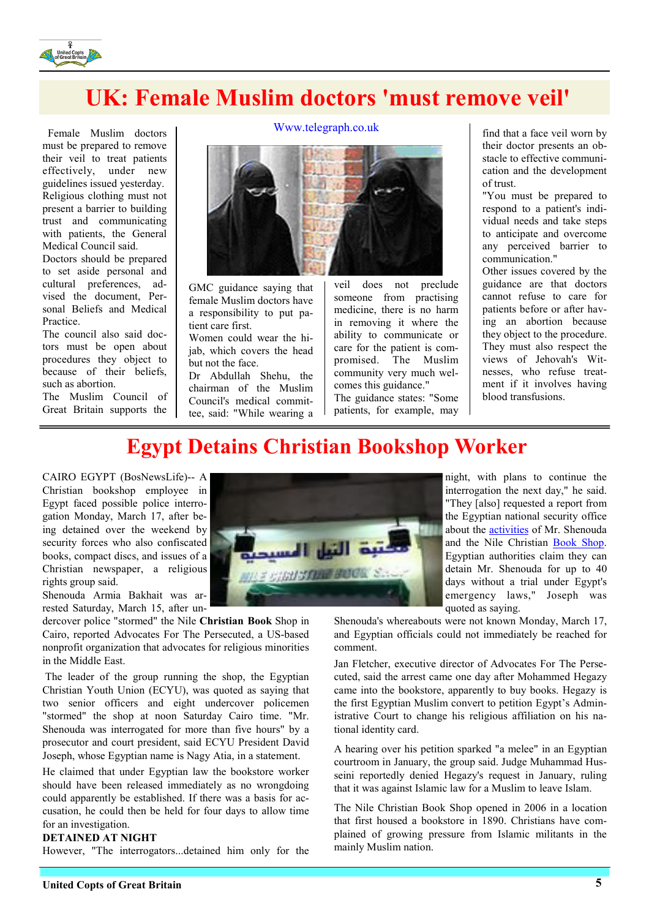# UK: Female Muslim doctors 'must remove veil'

Www.telegraph.co.uk

Female Muslim doctors must be prepared to remove their veil to treat patients effectively, under new guidelines issued yesterday.

Religious clothing must not present a barrier to building trust and communicating with patients, the General Medical Council said.

Doctors should be prepared to set aside personal and cultural preferences, advised the document, Personal Beliefs and Medical Practice.

The council also said doctors must be open about procedures they object to because of their beliefs, such as abortion.

The Muslim Council of Great Britain supports the GMC guidance saying that female Muslim doctors have a responsibility to put patient care first.

Women could wear the hijab, which covers the head but not the face.

Dr Abdullah Shehu, the chairman of the Muslim Council's medical committee, said: "While wearing a veil does not preclude someone from practising medicine, there is no harm in removing it where the ability to communicate or care for the patient is compromised. The Muslim community very much welcomes this guidance."

The guidance states: "Some patients, for example, may find that a face veil worn by their doctor presents an obstacle to effective communication and the development of trust.

"You must be prepared to respond to a patient's individual needs and take steps to anticipate and overcome any perceived barrier to communication."

Other issues covered by the guidance are that doctors cannot refuse to care for patients before or after having an abortion because they object to the procedure. They must also respect the views of Jehovah's Witnesses, who refuse treatment if it involves having blood transfusions.

# Egypt Detains Christian Bookshop Worker

CAIRO EGYPT (BosNewsLife)-- A Christian bookshop employee in Egypt faced possible police interrogation Monday, March 17, after being detained over the weekend by security forces who also confiscated books, compact discs, and issues of a Christian newspaper, a religious rights group said.

Shenouda Armia Bakhait was arrested Saturday, March 15, after undercover police "stormed" the Nile **Christian Book** Shop in Cairo, reported Advocates For The Persecuted, a US-based nonprofit organization that advocates for religious minorities in the Middle East.

The leader of the group running the shop, the Egyptian Christian Youth Union (ECYU), was quoted as saying that two senior officers and eight undercover policemen "stormed" the shop at noon Saturday Cairo time. "Mr. Shenouda was interrogated for more than five hours" by a prosecutor and court president, said ECYU President David Joseph, whose Egyptian name is Nagy Atia, in a statement.

He claimed that under Egyptian law the bookstore worker should have been released immediately as no wrongdoing could apparently be established. If there was a basis for accusation, he could then be held for four days to allow time for an investigation.

**DETAINED AT NIGHT**

However, "The interrogators...detained him only for the night, with plans to continue the interrogation the next day," he said. "They [also] requested a report from the Egyptian national security office about the activities of Mr. Shenouda and the Nile Christian Book Shop. Egyptian authorities claim they can detain Mr. Shenouda for up to 45 days without a trial under Egypt's emergency laws," Joseph was quoted as saying.

Shenouda's whereabouts were not known Monday, March 17, and Egyptian officials could not immediately be reached for comment.

Jan Fletcher, executive director of Advocates For The Persecuted, said the arrest came one day after Mohammed Hegazy came into the bookstore, apparently to buy books. Hegazy is the first Egyptian Muslim convert to petition Egypt's Administrative Court to change his religious affiliation on his national identity card.

A hearing over his petition sparked "a melee" in an Egyptian courtroom in January, the group said. Judge Muhammad Husseini reportedly denied Hegazy's request in January, ruling that it was against Islamic law for a Muslim to leave Islam.

The Nile Christian Book Shop opened in 2006 in a location that first housed a bookstore in 1890. Christians have complained of growing pressure from Islamic militants in the mainly Muslim nation.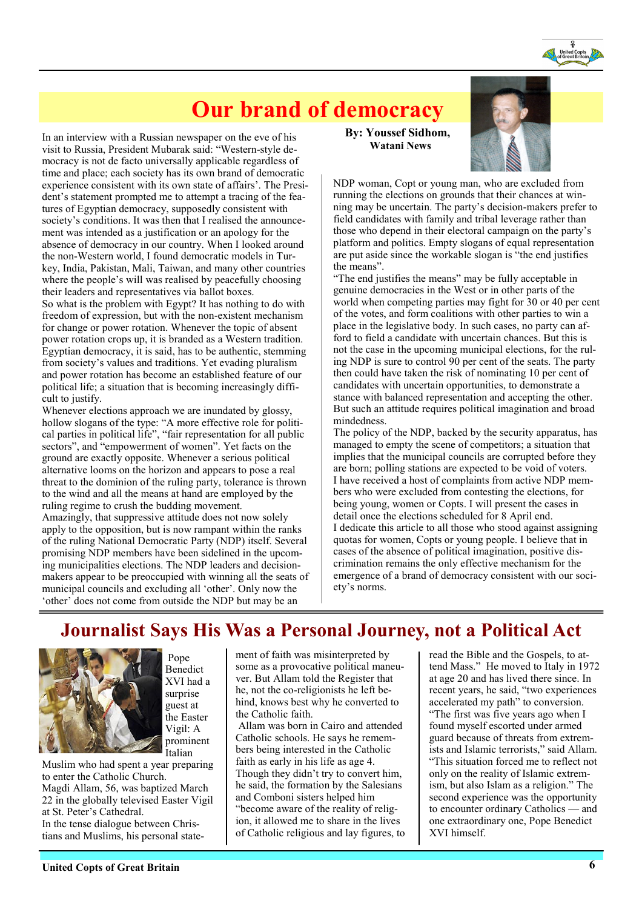# Our brand of democracy

**By: Youssef Sidhom, Watani News**

In an interview with a Russian newspaper on the eve of his visit to Russia, President Mubarak said: "Western-style democracy is not de facto universally applicable regardless of time and place; each society has its own brand of democratic experience consistent with its own state of affairs'. The President's statement prompted me to attempt a tracing of the features of Egyptian democracy, supposedly consistent with society's conditions. It was then that I realised the announcement was intended as a justification or an apology for the absence of democracy in our country. When I looked around the non-Western world, I found democratic models in Turkey, India, Pakistan, Mali, Taiwan, and many other countries where the people's will was realised by peacefully choosing their leaders and representatives via ballot boxes.

So what is the problem with Egypt? It has nothing to do with freedom of expression, but with the non-existent mechanism for change or power rotation. Whenever the topic of absent power rotation crops up, it is branded as a Western tradition. Egyptian democracy, it is said, has to be authentic, stemming from society's values and traditions. Yet evading pluralism and power rotation has become an established feature of our political life; a situation that is becoming increasingly difficult to justify.

Whenever elections approach we are inundated by glossy, hollow slogans of the type: "A more effective role for political parties in political life", "fair representation for all public sectors", and "empowerment of women". Yet facts on the ground are exactly opposite. Whenever a serious political alternative looms on the horizon and appears to pose a real threat to the dominion of the ruling party, tolerance is thrown to the wind and all the means at hand are employed by the ruling regime to crush the budding movement.

Amazingly, that suppressive attitude does not now solely apply to the opposition, but is now rampant within the ranks of the ruling National Democratic Party (NDP) itself. Several promising NDP members have been sidelined in the upcoming municipalities elections. The NDP leaders and decision-makers appear to be preoccupied with winning all the seats of municipal councils and excluding all 'other'. Only now the 'other' does not come from outside the NDP but may be an NDP woman, Copt or young man, who are excluded from running the elections on grounds that their chances at winning may be uncertain. The party's decision-makers prefer to field candidates with family and tribal leverage rather than those who depend in their electoral campaign on the party's platform and politics. Empty slogans of equal representation are put aside since the workable slogan is "the end justifies the means".

"The end justifies the means" may be fully acceptable in genuine democracies in the West or in other parts of the world when competing parties may fight for 30 or 40 per cent of the votes, and form coalitions with other parties to win a place in the legislative body. In such cases, no party can afford to field a candidate with uncertain chances. But this is not the case in the upcoming municipal elections, for the ruling NDP is sure to control 90 per cent of the seats. The party then could have taken the risk of nominating 10 per cent of candidates with uncertain opportunities, to demonstrate a stance with balanced representation and accepting the other. But such an attitude requires political imagination and broad mindedness.

The policy of the NDP, backed by the security apparatus, has managed to empty the scene of competitors; a situation that implies that the municipal councils are corrupted before they are born; polling stations are expected to be void of voters.

I have received a host of complaints from active NDP members who were excluded from contesting the elections, for being young, women or Copts. I will present the cases in detail once the elections scheduled for 8 April end.

I dedicate this article to all those who stood against assigning quotas for women, Copts or young people. I believe that in cases of the absence of political imagination, positive discrimination remains the only effective mechanism for the emergence of a brand of democracy consistent with our society's norms.

# Journalist Says His Was a Personal Journey, not a Political Act

Pope Benedict XVI had a surprise guest at the Easter Vigil: A prominent Italian Muslim who had spent a year preparing to enter the Catholic Church.

Magdi Allam, 56, was baptized March 22 in the globally televised Easter Vigil at St. Peter's Cathedral.

In the tense dialogue between Christians and Muslims, his personal statement of faith was misinterpreted by some as a provocative political maneuver. But Allam told the Register that he, not the co-religionists he left behind, knows best why he converted to the Catholic faith.

Allam was born in Cairo and attended Catholic schools. He says he remembers being interested in the Catholic faith as early in his life as age 4.

Though they didn't try to convert him, he said, the formation by the Salesians and Comboni sisters helped him "become aware of the reality of religion, it allowed me to share in the lives of Catholic religious and lay figures, to read the Bible and the Gospels, to attend Mass." He moved to Italy in 1972 at age 20 and has lived there since. In recent years, he said, "two experiences accelerated my path" to conversion.

"The first was five years ago when I found myself escorted under armed guard because of threats from extremists and Islamic terrorists," said Allam. "This situation forced me to reflect not only on the reality of Islamic extremism, but also Islam as a religion." The second experience was the opportunity to encounter ordinary Catholics — and one extraordinary one, Pope Benedict XVI himself.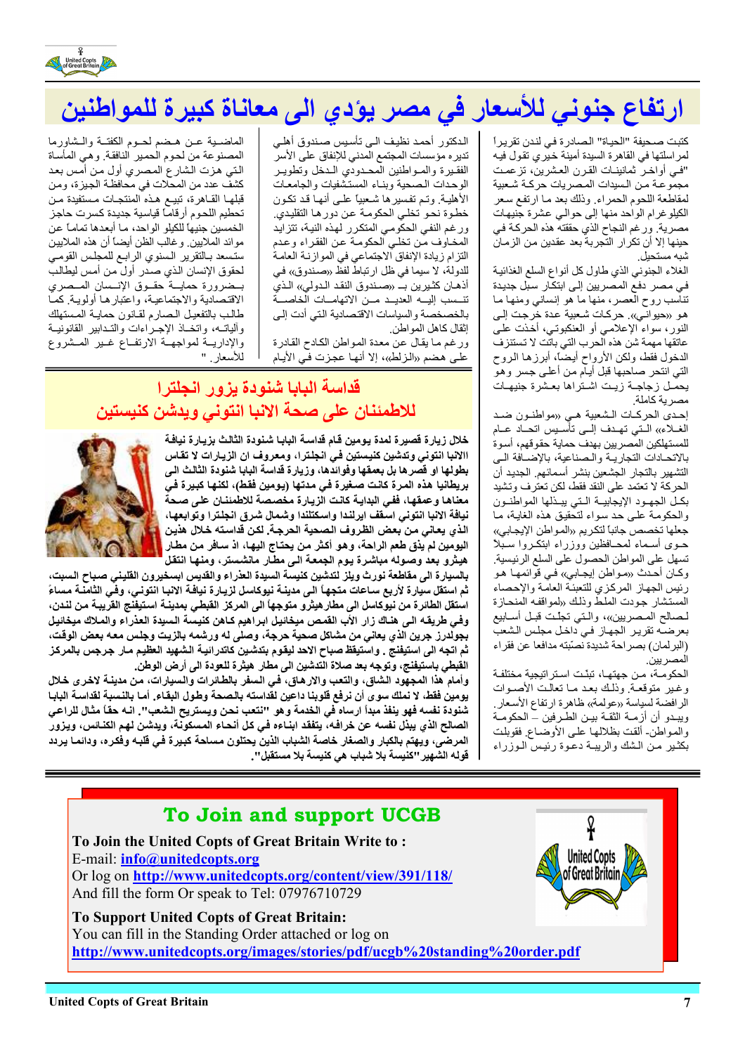# ارتفاع جنوني للأسعار في مصر يؤدي الى معاناة كبيرة للمواطنين

كتبت صحيفة "الحياة" الصادرة في لندن تقريراً لمراسلتها في القاهرة السيدة أمينة خيري تقول فيه "في أواخر ثمانينات القرن العشرين، تزعمت مجموعة من السيدات المصريات حركة شعبية لمقاطعة اللحوم الحمراء. وذلك بعد ما ارتفع سعر الكيلوغرام الواحد منها إلى حوالي عشرة جنيهات مصرية. ورغم النجاح الذي حققته هذه الحركة في حينها إلا أن تكرار التجربة بعد عقدين من الزمان شبه مستحيل.

الغلاء الجنوني الذي طاول كل أنواع السلع الغذائية في مصر دفع المصريين إلى ابتكار سبل جديدة تناسب روح العصر، منها ما هو إنساني ومنها ما هو «حيواني». حركات شعبية عدة خرجت إلى النور، سواء الإعلامي أو العنكبوتي، أخذت على عاتقها مهمة شن هذه الحرب التي باتت لا تستنزف الدخول فقط ولكن الأرواح أيضاً، أبرزها الروح التي انتحر صاحبها قبل أيام من أعلى جسر وهو يحمل زجاجة زيت اشتراها بعشرة جنيهات مصرية كاملة.

إحدى الحركات الشعبية هي «مواطنون ضد الغلاء» التي تهدف إلى تأسيس اتحاد عام للمستهلكين المصريين بهدف حماية حقوقهم، أسوة بالاتحادات التجارية والصناعية، بالإضافة الى التشهير بالتجار الجشعين بنشر أسمائهم. الجديد أن الحركة لا تعتمد على النقد فقط، لكن تعترف وتشيد بكل الجهود الإيجابية التي يبذلها المواطنون والحكومة على حد سواء لتحقيق هذه الغاية، ما جعلها تخصص جانباً لتكريم «المواطن الإيجابي» حوى أسماء لمحافظين ووزراء ابتكروا سبلاً تسهل على المواطن الحصول على السلع الرئيسية. وكان أحدث «مواطن إيجابي» في قوائمها هو رئيس الجهاز المركزي للتعبئة العامة والإحصاء المستشار جودت الملط وذلك «لمواقفه المنحازة لصالح المصريين»، والتي تجلت قبل أسابيع بعرضه تقرير الجهاز في داخل مجلس الشعب (البرلمان) بصراحة شديدة نصّبته مدافعاً عن فقراء المصريين.

الحكومة، من جهتها، تبنت استراتيجية مختلفة وغير متوقعة. وذلك بعد ما تعالت الأصوات الرافضة لسياسة «عولمة» ظاهرة ارتفاع الأسعار. ويبدو أن أزمة الثقة بين الطرفين – الحكومة والمواطن- ألقت بظلالها على الأوضاع. فقوبلت بكثير من الشك والريبة دعوة رئيس الوزراء الدكتور أحمد نظيف الى تأسيس صندوق أهلي تديره مؤسسات المجتمع المدني للإنفاق على الأسر الفقيرة والمواطنين المحدودي الدخل وتطوير الوحدات الصحية وبناء المستشفيات والجامعات الأهلية. وتم تفسيرها شعبياً على أنها قد تكون خطوة نحو تخلي الحكومة عن دورها التقليدي. ورغم النفي الحكومي المتكرر لهذه النية، تتزايد المخاوف من تخلي الحكومة عن الفقراء وعدم التزام زيادة الإنفاق الاجتماعي في الموازنة العامة للدولة، لا سيما في ظل ارتباط لفظ «صندوق» في أذهان كثيرين بـ «صندوق النقد الدولي» الذي تسبب إليه العديد من الاتهامات الخاصة بالخصخصة والسياسات الاقتصادية التي أدت إلى إثقال كاهل المواطن.

ورغم ما يقال عن معدة المواطن الكادح القادرة على هضم «الزلط»، إلا أنها عجزت في الأيام الماضية عن هضم لحوم الكفتة والشاورما المصنوعة من لحوم الحمير النافقة. وهي المأساة التي هزت الشارع المصري أول من أمس بعد كشف عدد من المحلات في محافظة الجيزة، ومن قبلها القاهرة، تبيع هذه المنتجات مستفيدة من تحطيم اللحوم أرقاماً قياسية جديدة كسرت حاجز الخمسين جنيهاً للكيلو الواحد، ما أبعدها تماماً عن موائد الملايين. وغالب الظن أيضاً أن هذه الملايين ستسعد بالتقرير السنوي الرابع للمجلس القومي لحقوق الإنسان الذي صدر أول من أمس ليطالب بضرورة حماية حقوق الإنسان المصري الاقتصادية والاجتماعية، واعتبارها أولوية. كما طالب بالتفعيل الصارم لقانون حماية المستهلك وآلياته، واتخاذ الإجراءات والتدابير القانونية والإدارية لمواجهة الارتفاع غير المشروع للأسعار."

## قداسة البابا شنودة يزور انجلترا للاطمئنان على صحة الانبا انتوني ويدشن كنيستين

**خلال زيارة قصيرة لمدة يومين قام قداسة البابا شنودة الثالث بزيارة نيافة الانبا انتوني وتدشين كنيستين في انجلترا، ومعروف ان الزيارات لا تقاس بطولها او قصرها بل بعمقها وفوائدها، وزيارة قداسة البابا شنودة الثالث الى بريطانيا هذه المرة كانت صغيرة في مدتها (يومين فقط)، لكنها كبيرة في معناها وعمقها، ففي البداية كانت الزيارة مخصصة للاطمئنان على صحة نيافة الانبا انتوني اسقف ايرلندا واسكتلندا وشمال شرق انجلترا وتوابعها، الذي يعاني من بعض الظروف الصحية الحرجة. لكن قداسته خلال هذين اليومين لم يذق طعم الراحة، وهو أكثر من يحتاج اليها، اذ سافر من مطار هيثرو بعد وصوله مباشرة يوم الجمعة الى مطار مانشستر، ومنها انتقل بالسيارة الى مقاطعة نورث ويلز لتدشين كنيسة السيدة العذراء والقديس ابسخيرون القليني صباح السبت، ثم استقل سيارة لأربع ساعات متجهاً الى مدينة نيوكاسل لزيارة نيافة الانبا انتوني، وفي الثامنة مساءً استقل الطائرة من نيوكاسل الى مطارهيثرو متوجهاً الى المركز القبطي بمدينة استيفنج القريبة من لندن، وفي طريقه الى هناك زار الأب القمص ميخائيل ابراهيم كاهن كنيسة السيدة العذراء والملاك ميخائيل بجولدرز جرين الذي يعاني من مشاكل صحية حرجة، وصلى له ورشمه بالزيت وجلس معه بعض الوقت، ثم اتجه الى استيفنج . واستيقظ صباح الاحد ليقوم بتدشين كاتدرائية الشهيد العظيم مار جرجس بالمركز القبطي باستيفنج، وتوجه بعد صلاة التدشين الى مطار هيثرة للعودة الى أرض الوطن.**

**وأمام هذا المجهود الشاق، والتعب والارهاق، في السفر بالطائرات والسيارات، من مدينة لاخرى خلال يومين فقط، لا نملك سوى أن نرفع قلوبنا داعين لقداسته بالصحة وطول البقاء. أما بالنسبة لقداسة البابا شنودة نفسه فهو ينفذ مبدأ ارساه في الخدمة وهو "نتعب نحن ويستريح الشعب". انه حقاً مثال للراعي الصالح الذي يبذل نفسه عن خرافه، يتفقد ابناءه في كل انحاء المسكونة، ويدشن لهم الكنائس، ويزور المرضى، ويهتم بالكبار والصغار خاصة الشباب الذين يحتلون مساحة كبيرة في قلبه وفكره، ودائما يردد قوله الشهير"كنيسة بلا شباب هي كنيسة بلا مستقبل".**

## To Join and support UCGB

**To Join the United Copts of Great Britain Write to :**
E-mail: info@unitedcopts.org
Or log on http://www.unitedcopts.org/content/view/391/118/
And fill the form Or speak to Tel: 07976710729

**To Support United Copts of Great Britain:**
You can fill in the Standing Order attached or log on
http://www.unitedcopts.org/images/stories/pdf/ucgb%20standing%20order.pdf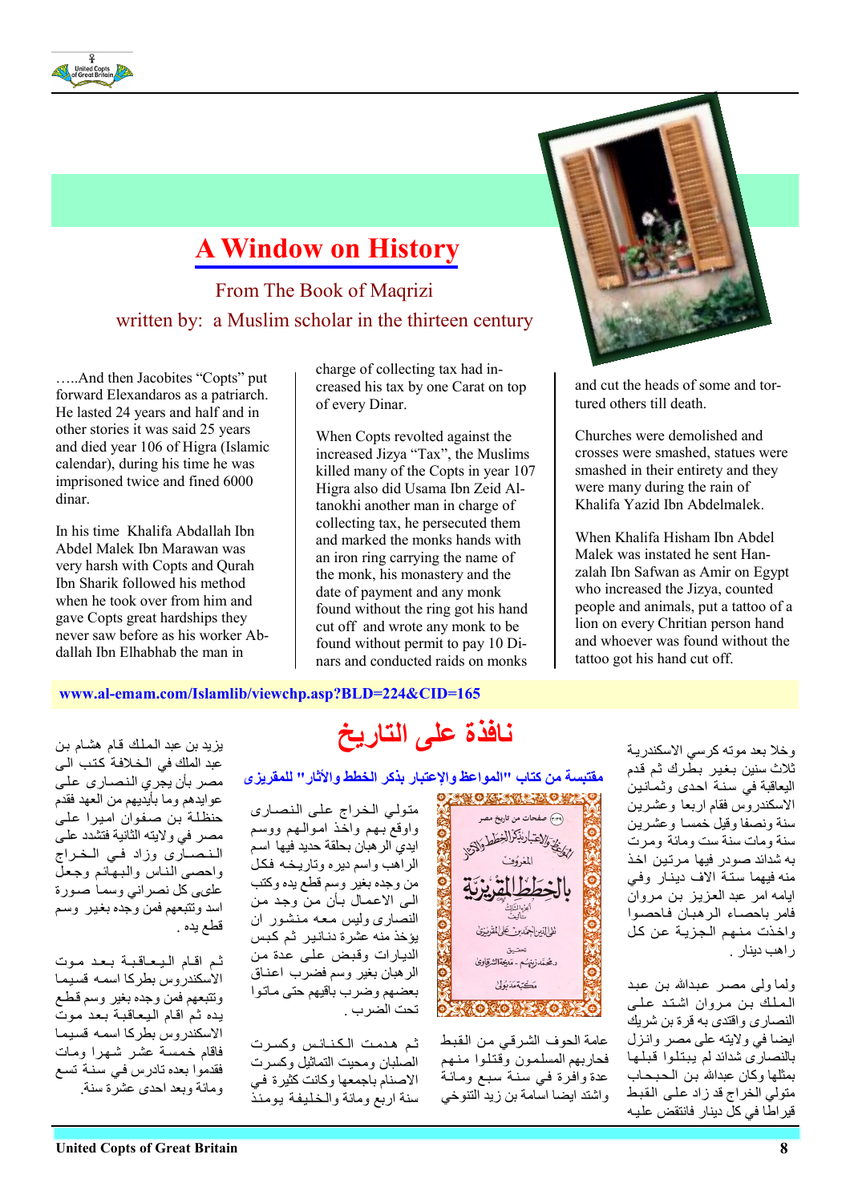# A Window on History

From The Book of Maqrizi

written by: a Muslim scholar in the thirteen century

…..And then Jacobites “Copts” put forward Elexandaros as a patriarch. He lasted 24 years and half and in other stories it was said 25 years and died year 106 of Higra (Islamic calendar), during his time he was imprisoned twice and fined 6000 dinar.

In his time Khalifa Abdallah Ibn Abdel Malek Ibn Marawan was very harsh with Copts and Qurah Ibn Sharik followed his method when he took over from him and gave Copts great hardships they never saw before as his worker Abdallah Ibn Elhabhab the man in charge of collecting tax had increased his tax by one Carat on top of every Dinar.

When Copts revolted against the increased Jizya “Tax”, the Muslims killed many of the Copts in year 107 Higra also did Usama Ibn Zeid Altanokhi another man in charge of collecting tax, he persecuted them and marked the monks hands with an iron ring carrying the name of the monk, his monastery and the date of payment and any monk found without the ring got his hand cut off and wrote any monk to be found without permit to pay 10 Dinars and conducted raids on monks and cut the heads of some and tortured others till death.

Churches were demolished and crosses were smashed, statues were smashed in their entirety and they were many during the rain of Khalifa Yazid Ibn Abdelmalek.

When Khalifa Hisham Ibn Abdel Malek was instated he sent Hanzalah Ibn Safwan as Amir on Egypt who increased the Jizya, counted people and animals, put a tattoo of a lion on every Chritian person hand and whoever was found without the tattoo got his hand cut off.

**www.al-emam.com/Islamlib/viewchp.asp?BLD=224&CID=165**

# نافذة على التاريخ

## مقتبسة من كتاب "المواعظ والإعتبار بذكر الخطط والآثار" للمقريزى

وخلا بعد موته كرسي الاسكندرية ثلاث سنين بغير بطرك ثم قدم اليعاقبة في سنة احدى وثمانين الاسكندروس فقام اربعا وعشرين سنة ونصفا وقيل خمسا وعشرين سنة ومات سنة ست ومائة ومرت به شدائد صودر فيها مرتين اخذ منه فيهما ستة الاف دينار وفي ايامه امر عبد العزيز بن مروان فامر باحصاء الرهبان فاحصوا واخذت منهم الجزية عن كل راهب دينار .

ولما ولى مصر عبدالله بن عبد الملك بن مروان اشتد على النصارى واقتدى به قرة بن شريك ايضا في ولايته على مصر وانزل بالنصارى شدائد لم يبتلوا قبلها بمثلها وكان عبدالله بن الحبحاب متولي الخراج قد زاد على القبط قيراطا في كل دينار فانتقض عليه عامة الحوف الشرقي من القبط فحاربهم المسلمون وقتلوا منهم عدة وافرة في سنة سبع ومائة واشتد ايضا اسامة بن زيد التنوخي متولي الخراج على النصارى واوقع بهم واخذ اموالهم ووسم ايدي الرهبان بحلقة حديد فيها اسم الراهب واسم ديره وتاريخه فكل من وجده بغير وسم قطع يده وكتب الى الاعمال بأن من وجد من النصارى وليس معه منشور ان يؤخذ منه عشرة دنانير ثم كبس الديارات وقبض على عدة من الرهبان بغير وسم فضرب اعناق بعضهم وضرب باقيهم حتى ماتوا تحت الضرب .

ثم هدمت الكنائس وكسرت الصلبان ومحيت التماثيل وكسرت الاصنام باجمعها وكانت كثيرة في سنة اربع ومائة والخليفة يومئذ يزيد بن عبد الملك قام هشام بن عبد الملك في الخلافة كتب الى مصر بأن يجري النصارى على عوايدهم وما بأيديهم من العهد فقدم حنظلة بن صفوان اميرا على مصر في ولايته الثانية فتشدد على النصارى وزاد في الخراج واحصى الناس والبهائم وجعل على كل نصراني وسما صورة اسد وتتبعهم فمن وجده بغير وسم قطع يده .

ثم اقام اليعاقبة بعد موت الاسكندروس بطركا اسمه قسيما وتتبعهم فمن وجده بغير وسم قطع يده ثم اقام اليعاقبة بعد موت الاسكندروس بطركا اسمه قسيما فاقام خمسة عشر شهرا ومات فقدموا بعده تادرس في سنة تسع ومائة وبعد احدى عشرة سنة.

**United Copts of Great Britain**